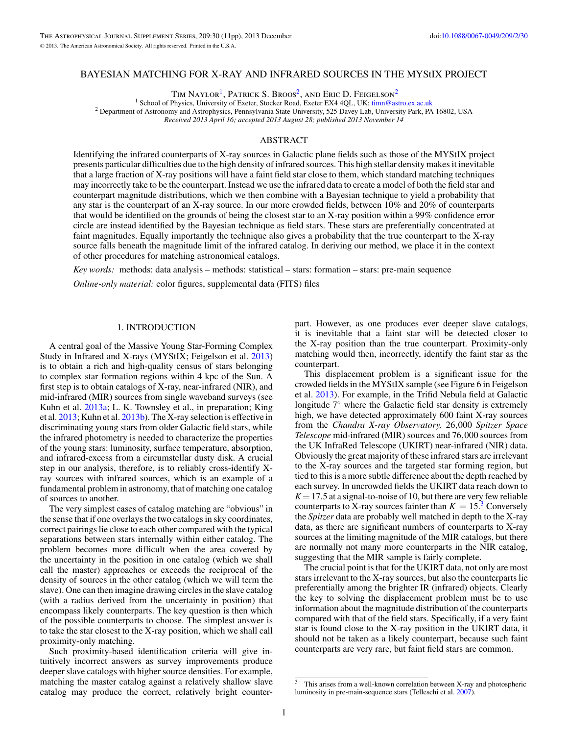# BAYESIAN MATCHING FOR X-RAY AND INFRARED SOURCES IN THE MYStIX PROJECT

Tim Naylor[1], Patrick S. Broos[2], and Eric D. Feigelson[2]

[1] School of Physics, University of Exeter, Stocker Road, Exeter EX4 4QL, UK; timn@astro.ex.ac.uk

[2] Department of Astronomy and Astrophysics, Pennsylvania State University, 525 Davey Lab, University Park, PA 16802, USA

*Received 2013 April 16; accepted 2013 August 28; published 2013 November 14*

## ABSTRACT

Identifying the infrared counterparts of X-ray sources in Galactic plane fields such as those of the MYStIX project presents particular difficulties due to the high density of infrared sources. This high stellar density makes it inevitable that a large fraction of X-ray positions will have a faint field star close to them, which standard matching techniques may incorrectly take to be the counterpart. Instead we use the infrared data to create a model of both the field star and counterpart magnitude distributions, which we then combine with a Bayesian technique to yield a probability that any star is the counterpart of an X-ray source. In our more crowded fields, between 10% and 20% of counterparts that would be identified on the grounds of being the closest star to an X-ray position within a 99% confidence error circle are instead identified by the Bayesian technique as field stars. These stars are preferentially concentrated at faint magnitudes. Equally importantly the technique also gives a probability that the true counterpart to the X-ray source falls beneath the magnitude limit of the infrared catalog. In deriving our method, we place it in the context of other procedures for matching astronomical catalogs.

*Key words:* methods: data analysis – methods: statistical – stars: formation – stars: pre-main sequence

*Online-only material:* color figures, supplemental data (FITS) files

## 1. INTRODUCTION

A central goal of the Massive Young Star-Forming Complex Study in Infrared and X-rays (MYStIX; Feigelson et al. 2013) is to obtain a rich and high-quality census of stars belonging to complex star formation regions within 4 kpc of the Sun. A first step is to obtain catalogs of X-ray, near-infrared (NIR), and mid-infrared (MIR) sources from single waveband surveys (see Kuhn et al. 2013a; L. K. Townsley et al., in preparation; King et al. 2013; Kuhn et al. 2013b). The X-ray selection is effective in discriminating young stars from older Galactic field stars, while the infrared photometry is needed to characterize the properties of the young stars: luminosity, surface temperature, absorption, and infrared-excess from a circumstellar dusty disk. A crucial step in our analysis, therefore, is to reliably cross-identify X-ray sources with infrared sources, which is an example of a fundamental problem in astronomy, that of matching one catalog of sources to another.

The very simplest cases of catalog matching are "obvious" in the sense that if one overlays the two catalogs in sky coordinates, correct pairings lie close to each other compared with the typical separations between stars internally within either catalog. The problem becomes more difficult when the area covered by the uncertainty in the position in one catalog (which we shall call the master) approaches or exceeds the reciprocal of the density of sources in the other catalog (which we will term the slave). One can then imagine drawing circles in the slave catalog (with a radius derived from the uncertainty in position) that encompass likely counterparts. The key question is then which of the possible counterparts to choose. The simplest answer is to take the star closest to the X-ray position, which we shall call proximity-only matching.

Such proximity-based identification criteria will give intuitively incorrect answers as survey improvements produce deeper slave catalogs with higher source densities. For example, matching the master catalog against a relatively shallow slave catalog may produce the correct, relatively bright counterpart. However, as one produces ever deeper slave catalogs, it is inevitable that a faint star will be detected closer to the X-ray position than the true counterpart. Proximity-only matching would then, incorrectly, identify the faint star as the counterpart.

This displacement problem is a significant issue for the crowded fields in the MYStIX sample (see Figure 6 in Feigelson et al. 2013). For example, in the Trifid Nebula field at Galactic longitude 7° where the Galactic field star density is extremely high, we have detected approximately 600 faint X-ray sources from the *Chandra X-ray Observatory,* 26,000 *Spitzer Space Telescope* mid-infrared (MIR) sources and 76,000 sources from the UK InfraRed Telescope (UKIRT) near-infrared (NIR) data. Obviously the great majority of these infrared stars are irrelevant to the X-ray sources and the targeted star forming region, but tied to this is a more subtle difference about the depth reached by each survey. In uncrowded fields the UKIRT data reach down to $K = 17.5$ at a signal-to-noise of 10, but there are very few reliable counterparts to X-ray sources fainter than $K = 15$.[3] Conversely the *Spitzer* data are probably well matched in depth to the X-ray data, as there are significant numbers of counterparts to X-ray sources at the limiting magnitude of the MIR catalogs, but there are normally not many more counterparts in the NIR catalog, suggesting that the MIR sample is fairly complete.

The crucial point is that for the UKIRT data, not only are most stars irrelevant to the X-ray sources, but also the counterparts lie preferentially among the brighter IR (infrared) objects. Clearly the key to solving the displacement problem must be to use information about the magnitude distribution of the counterparts compared with that of the field stars. Specifically, if a very faint star is found close to the X-ray position in the UKIRT data, it should not be taken as a likely counterpart, because such faint counterparts are very rare, but faint field stars are common.

[3] This arises from a well-known correlation between X-ray and photospheric luminosity in pre-main-sequence stars (Telleschi et al. 2007).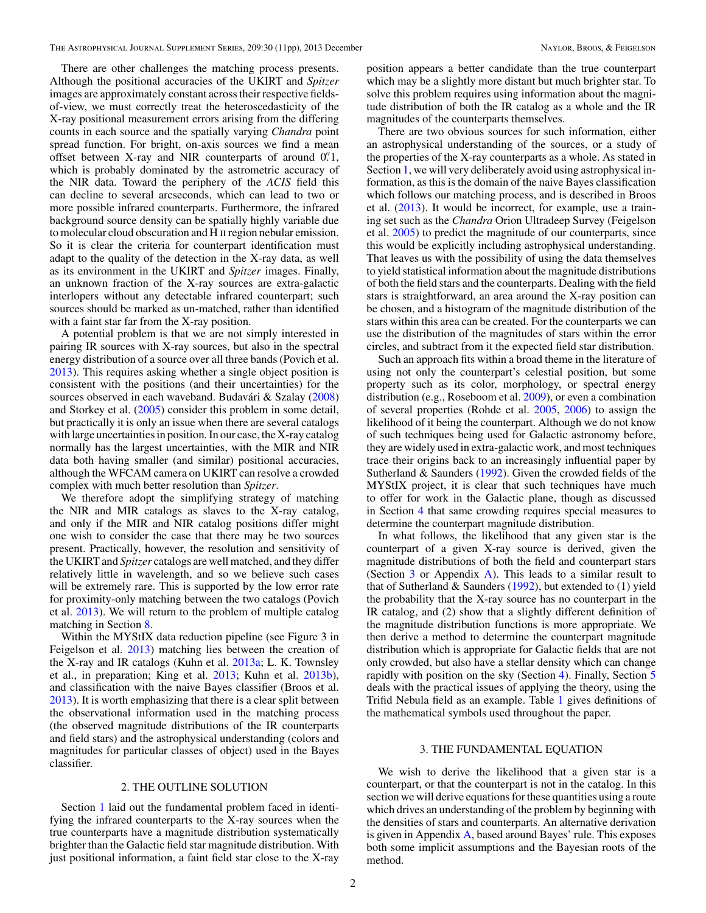There are other challenges the matching process presents. Although the positional accuracies of the UKIRT and *Spitzer* images are approximately constant across their respective fields-of-view, we must correctly treat the heteroscedasticity of the X-ray positional measurement errors arising from the differing counts in each source and the spatially varying *Chandra* point spread function. For bright, on-axis sources we find a mean offset between X-ray and NIR counterparts of around 0.″1, which is probably dominated by the astrometric accuracy of the NIR data. Toward the periphery of the *ACIS* field this can decline to several arcseconds, which can lead to two or more possible infrared counterparts. Furthermore, the infrared background source density can be spatially highly variable due to molecular cloud obscuration and H II region nebular emission. So it is clear the criteria for counterpart identification must adapt to the quality of the detection in the X-ray data, as well as its environment in the UKIRT and *Spitzer* images. Finally, an unknown fraction of the X-ray sources are extra-galactic interlopers without any detectable infrared counterpart; such sources should be marked as un-matched, rather than identified with a faint star far from the X-ray position.

A potential problem is that we are not simply interested in pairing IR sources with X-ray sources, but also in the spectral energy distribution of a source over all three bands (Povich et al. 2013). This requires asking whether a single object position is consistent with the positions (and their uncertainties) for the sources observed in each waveband. Budavári & Szalay (2008) and Storkey et al. (2005) consider this problem in some detail, but practically it is only an issue when there are several catalogs with large uncertainties in position. In our case, the X-ray catalog normally has the largest uncertainties, with the MIR and NIR data both having smaller (and similar) positional accuracies, although the WFCAM camera on UKIRT can resolve a crowded complex with much better resolution than *Spitzer*.

We therefore adopt the simplifying strategy of matching the NIR and MIR catalogs as slaves to the X-ray catalog, and only if the MIR and NIR catalog positions differ might one wish to consider the case that there may be two sources present. Practically, however, the resolution and sensitivity of the UKIRT and *Spitzer* catalogs are well matched, and they differ relatively little in wavelength, and so we believe such cases will be extremely rare. This is supported by the low error rate for proximity-only matching between the two catalogs (Povich et al. 2013). We will return to the problem of multiple catalog matching in Section 8.

Within the MYStIX data reduction pipeline (see Figure 3 in Feigelson et al. 2013) matching lies between the creation of the X-ray and IR catalogs (Kuhn et al. 2013a; L. K. Townsley et al., in preparation; King et al. 2013; Kuhn et al. 2013b), and classification with the naive Bayes classifier (Broos et al. 2013). It is worth emphasizing that there is a clear split between the observational information used in the matching process (the observed magnitude distributions of the IR counterparts and field stars) and the astrophysical understanding (colors and magnitudes for particular classes of object) used in the Bayes classifier.

## 2. THE OUTLINE SOLUTION

Section 1 laid out the fundamental problem faced in identifying the infrared counterparts to the X-ray sources when the true counterparts have a magnitude distribution systematically brighter than the Galactic field star magnitude distribution. With just positional information, a faint field star close to the X-ray position appears a better candidate than the true counterpart which may be a slightly more distant but much brighter star. To solve this problem requires using information about the magnitude distribution of both the IR catalog as a whole and the IR magnitudes of the counterparts themselves.

There are two obvious sources for such information, either an astrophysical understanding of the sources, or a study of the properties of the X-ray counterparts as a whole. As stated in Section 1, we will very deliberately avoid using astrophysical information, as this is the domain of the naive Bayes classification which follows our matching process, and is described in Broos et al. (2013). It would be incorrect, for example, use a training set such as the *Chandra* Orion Ultradeep Survey (Feigelson et al. 2005) to predict the magnitude of our counterparts, since this would be explicitly including astrophysical understanding. That leaves us with the possibility of using the data themselves to yield statistical information about the magnitude distributions of both the field stars and the counterparts. Dealing with the field stars is straightforward, an area around the X-ray position can be chosen, and a histogram of the magnitude distribution of the stars within this area can be created. For the counterparts we can use the distribution of the magnitudes of stars within the error circles, and subtract from it the expected field star distribution.

Such an approach fits within a broad theme in the literature of using not only the counterpart's celestial position, but some property such as its color, morphology, or spectral energy distribution (e.g., Roseboom et al. 2009), or even a combination of several properties (Rohde et al. 2005, 2006) to assign the likelihood of it being the counterpart. Although we do not know of such techniques being used for Galactic astronomy before, they are widely used in extra-galactic work, and most techniques trace their origins back to an increasingly influential paper by Sutherland & Saunders (1992). Given the crowded fields of the MYStIX project, it is clear that such techniques have much to offer for work in the Galactic plane, though as discussed in Section 4 that same crowding requires special measures to determine the counterpart magnitude distribution.

In what follows, the likelihood that any given star is the counterpart of a given X-ray source is derived, given the magnitude distributions of both the field and counterpart stars (Section 3 or Appendix A). This leads to a similar result to that of Sutherland & Saunders (1992), but extended to (1) yield the probability that the X-ray source has no counterpart in the IR catalog, and (2) show that a slightly different definition of the magnitude distribution functions is more appropriate. We then derive a method to determine the counterpart magnitude distribution which is appropriate for Galactic fields that are not only crowded, but also have a stellar density which can change rapidly with position on the sky (Section 4). Finally, Section 5 deals with the practical issues of applying the theory, using the Trifid Nebula field as an example. Table 1 gives definitions of the mathematical symbols used throughout the paper.

## 3. THE FUNDAMENTAL EQUATION

We wish to derive the likelihood that a given star is a counterpart, or that the counterpart is not in the catalog. In this section we will derive equations for these quantities using a route which drives an understanding of the problem by beginning with the densities of stars and counterparts. An alternative derivation is given in Appendix A, based around Bayes' rule. This exposes both some implicit assumptions and the Bayesian roots of the method.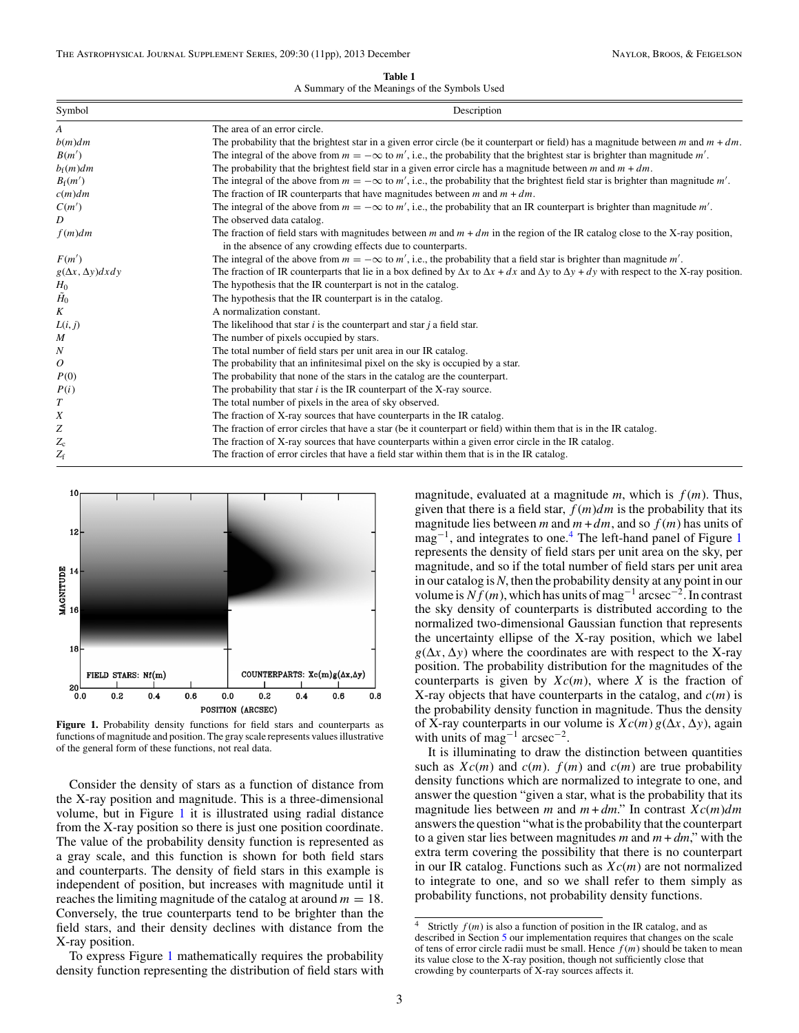**Table 1**
A Summary of the Meanings of the Symbols Used

| Symbol | Description |
|---|---|
| $A$ | The area of an error circle. |
| $b(m)dm$ | The probability that the brightest star in a given error circle (be it counterpart or field) has a magnitude between $m$ and $m + dm$. |
| $B(m')$ | The integral of the above from $m = -\infty$ to $m'$, i.e., the probability that the brightest star is brighter than magnitude $m'$. |
| $b_f(m)dm$ | The probability that the brightest field star in a given error circle has a magnitude between $m$ and $m + dm$. |
| $B_f(m')$ | The integral of the above from $m = -\infty$ to $m'$, i.e., the probability that the brightest field star is brighter than magnitude $m'$. |
| $c(m)dm$ | The fraction of IR counterparts that have magnitudes between $m$ and $m + dm$. |
| $C(m')$ | The integral of the above from $m = -\infty$ to $m'$, i.e., the probability that an IR counterpart is brighter than magnitude $m'$. |
| $D$ | The observed data catalog. |
| $f(m)dm$ | The fraction of field stars with magnitudes between $m$ and $m + dm$ in the region of the IR catalog close to the X-ray position, in the absence of any crowding effects due to counterparts. |
| $F(m')$ | The integral of the above from $m = -\infty$ to $m'$, i.e., the probability that a field star is brighter than magnitude $m'$. |
| $g(\Delta x, \Delta y)dxdy$ | The fraction of IR counterparts that lie in a box defined by $\Delta x$ to $\Delta x + dx$ and $\Delta y$ to $\Delta y + dy$ with respect to the X-ray position. |
| $H_0$ | The hypothesis that the IR counterpart is not in the catalog. |
| $\tilde{H}_0$ | The hypothesis that the IR counterpart is in the catalog. |
| $K$ | A normalization constant. |
| $L(i, j)$ | The likelihood that star $i$ is the counterpart and star $j$ a field star. |
| $M$ | The number of pixels occupied by stars. |
| $N$ | The total number of field stars per unit area in our IR catalog. |
| $O$ | The probability that an infinitesimal pixel on the sky is occupied by a star. |
| $P(0)$ | The probability that none of the stars in the catalog are the counterpart. |
| $P(i)$ | The probability that star $i$ is the IR counterpart of the X-ray source. |
| $T$ | The total number of pixels in the area of sky observed. |
| $X$ | The fraction of X-ray sources that have counterparts in the IR catalog. |
| $Z$ | The fraction of error circles that have a star (be it counterpart or field) within them that is in the IR catalog. |
| $Z_c$ | The fraction of X-ray sources that have counterparts within a given error circle in the IR catalog. |
| $Z_f$ | The fraction of error circles that have a field star within them that is in the IR catalog. |

**Figure 1.** Probability density functions for field stars and counterparts as functions of magnitude and position. The gray scale represents values illustrative of the general form of these functions, not real data.

Consider the density of stars as a function of distance from the X-ray position and magnitude. This is a three-dimensional volume, but in Figure 1 it is illustrated using radial distance from the X-ray position so there is just one position coordinate. The value of the probability density function is represented as a gray scale, and this function is shown for both field stars and counterparts. The density of field stars in this example is independent of position, but increases with magnitude until it reaches the limiting magnitude of the catalog at around $m = 18$. Conversely, the true counterparts tend to be brighter than the field stars, and their density declines with distance from the X-ray position.

To express Figure 1 mathematically requires the probability density function representing the distribution of field stars with magnitude, evaluated at a magnitude $m$, which is $f(m)$. Thus, given that there is a field star, $f(m)dm$ is the probability that its magnitude lies between $m$ and $m + dm$, and so $f(m)$ has units of $\text{mag}^{-1}$, and integrates to one.[4] The left-hand panel of Figure 1 represents the density of field stars per unit area on the sky, per magnitude, and so if the total number of field stars per unit area in our catalog is $N$, then the probability density at any point in our volume is $Nf(m)$, which has units of $\text{mag}^{-1}\ \text{arcsec}^{-2}$. In contrast the sky density of counterparts is distributed according to the normalized two-dimensional Gaussian function that represents the uncertainty ellipse of the X-ray position, which we label $g(\Delta x, \Delta y)$ where the coordinates are with respect to the X-ray position. The probability distribution for the magnitudes of the counterparts is given by $Xc(m)$, where $X$ is the fraction of X-ray objects that have counterparts in the catalog, and $c(m)$ is the probability density function in magnitude. Thus the density of X-ray counterparts in our volume is $Xc(m)\,g(\Delta x, \Delta y)$, again with units of $\text{mag}^{-1}\ \text{arcsec}^{-2}$.

It is illuminating to draw the distinction between quantities such as $Xc(m)$ and $c(m)$. $f(m)$ and $c(m)$ are true probability density functions which are normalized to integrate to one, and answer the question "given a star, what is the probability that its magnitude lies between $m$ and $m+dm$." In contrast $Xc(m)dm$ answers the question "what is the probability that the counterpart to a given star lies between magnitudes $m$ and $m + dm$," with the extra term covering the possibility that there is no counterpart in our IR catalog. Functions such as $Xc(m)$ are not normalized to integrate to one, and so we shall refer to them simply as probability functions, not probability density functions.

[4] Strictly $f(m)$ is also a function of position in the IR catalog, and as described in Section 5 our implementation requires that changes on the scale of tens of error circle radii must be small. Hence $f(m)$ should be taken to mean its value close to the X-ray position, though not sufficiently close that crowding by counterparts of X-ray sources affects it.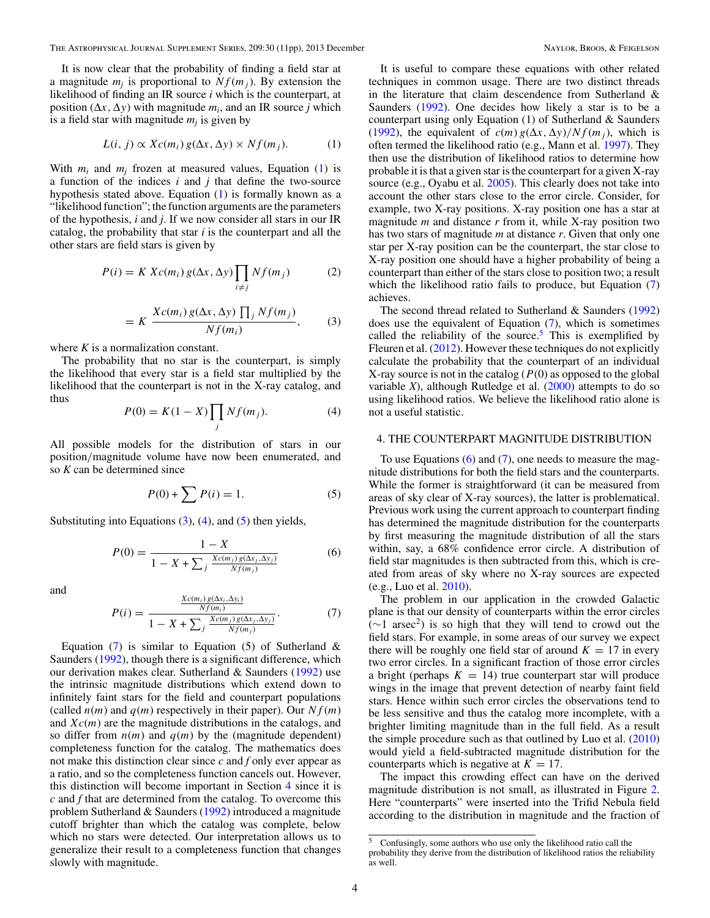It is now clear that the probability of finding a field star at a magnitude $m_j$ is proportional to $Nf(m_j)$. By extension the likelihood of finding an IR source $i$ which is the counterpart, at position $(\Delta x, \Delta y)$ with magnitude $m_i$, and an IR source $j$ which is a field star with magnitude $m_j$ is given by

$$L(i, j) \propto Xc(m_i)\, g(\Delta x, \Delta y) \times Nf(m_j). \tag{1}$$

With $m_i$ and $m_j$ frozen at measured values, Equation (1) is a function of the indices $i$ and $j$ that define the two-source hypothesis stated above. Equation (1) is formally known as a "likelihood function"; the function arguments are the parameters of the hypothesis, $i$ and $j$. If we now consider all stars in our IR catalog, the probability that star $i$ is the counterpart and all the other stars are field stars is given by

$$P(i) = K\, Xc(m_i)\, g(\Delta x, \Delta y) \prod_{i \neq j} Nf(m_j) \tag{2}$$

$$= K\, \frac{Xc(m_i)\, g(\Delta x, \Delta y) \prod_j Nf(m_j)}{Nf(m_i)}, \tag{3}$$

where $K$ is a normalization constant.

The probability that no star is the counterpart, is simply the likelihood that every star is a field star multiplied by the likelihood that the counterpart is not in the X-ray catalog, and thus

$$P(0) = K(1 - X) \prod_j Nf(m_j). \tag{4}$$

All possible models for the distribution of stars in our position/magnitude volume have now been enumerated, and so $K$ can be determined since

$$P(0) + \sum P(i) = 1. \tag{5}$$

Substituting into Equations (3), (4), and (5) then yields,

$$P(0) = \frac{1 - X}{1 - X + \sum_j \frac{Xc(m_j)\, g(\Delta x_j, \Delta y_j)}{Nf(m_j)}} \tag{6}$$

and

$$P(i) = \frac{\frac{Xc(m_i)\, g(\Delta x_i, \Delta y_i)}{Nf(m_i)}}{1 - X + \sum_j \frac{Xc(m_j)\, g(\Delta x_j, \Delta y_j)}{Nf(m_j)}}. \tag{7}$$

Equation (7) is similar to Equation (5) of Sutherland & Saunders (1992), though there is a significant difference, which our derivation makes clear. Sutherland & Saunders (1992) use the intrinsic magnitude distributions which extend down to infinitely faint stars for the field and counterpart populations (called $n(m)$ and $q(m)$ respectively in their paper). Our $Nf(m)$ and $Xc(m)$ are the magnitude distributions in the catalogs, and so differ from $n(m)$ and $q(m)$ by the (magnitude dependent) completeness function for the catalog. The mathematics does not make this distinction clear since $c$ and $f$ only ever appear as a ratio, and so the completeness function cancels out. However, this distinction will become important in Section 4 since it is $c$ and $f$ that are determined from the catalog. To overcome this problem Sutherland & Saunders (1992) introduced a magnitude cutoff brighter than which the catalog was complete, below which no stars were detected. Our interpretation allows us to generalize their result to a completeness function that changes slowly with magnitude.

It is useful to compare these equations with other related techniques in common usage. There are two distinct threads in the literature that claim descendence from Sutherland & Saunders (1992). One decides how likely a star is to be a counterpart using only Equation (1) of Sutherland & Saunders (1992), the equivalent of $c(m)\, g(\Delta x, \Delta y)/Nf(m_j)$, which is often termed the likelihood ratio (e.g., Mann et al. 1997). They then use the distribution of likelihood ratios to determine how probable it is that a given star is the counterpart for a given X-ray source (e.g., Oyabu et al. 2005). This clearly does not take into account the other stars close to the error circle. Consider, for example, two X-ray positions. X-ray position one has a star at magnitude $m$ and distance $r$ from it, while X-ray position two has two stars of magnitude $m$ at distance $r$. Given that only one star per X-ray position can be the counterpart, the star close to X-ray position one should have a higher probability of being a counterpart than either of the stars close to position two; a result which the likelihood ratio fails to produce, but Equation (7) achieves.

The second thread related to Sutherland & Saunders (1992) does use the equivalent of Equation (7), which is sometimes called the reliability of the source.[5] This is exemplified by Fleuren et al. (2012). However these techniques do not explicitly calculate the probability that the counterpart of an individual X-ray source is not in the catalog ($P(0)$ as opposed to the global variable $X$), although Rutledge et al. (2000) attempts to do so using likelihood ratios. We believe the likelihood ratio alone is not a useful statistic.

## 4. THE COUNTERPART MAGNITUDE DISTRIBUTION

To use Equations (6) and (7), one needs to measure the magnitude distributions for both the field stars and the counterparts. While the former is straightforward (it can be measured from areas of sky clear of X-ray sources), the latter is problematical. Previous work using the current approach to counterpart finding has determined the magnitude distribution for the counterparts by first measuring the magnitude distribution of all the stars within, say, a 68% confidence error circle. A distribution of field star magnitudes is then subtracted from this, which is created from areas of sky where no X-ray sources are expected (e.g., Luo et al. 2010).

The problem in our application in the crowded Galactic plane is that our density of counterparts within the error circles ($\sim$1 arcsec$^2$) is so high that they will tend to crowd out the field stars. For example, in some areas of our survey we expect there will be roughly one field star of around $K = 17$ in every two error circles. In a significant fraction of those error circles a bright (perhaps $K = 14$) true counterpart star will produce wings in the image that prevent detection of nearby faint field stars. Hence within such error circles the observations tend to be less sensitive and thus the catalog more incomplete, with a brighter limiting magnitude than in the full field. As a result the simple procedure such as that outlined by Luo et al. (2010) would yield a field-subtracted magnitude distribution for the counterparts which is negative at $K = 17$.

The impact this crowding effect can have on the derived magnitude distribution is not small, as illustrated in Figure 2. Here "counterparts" were inserted into the Trifid Nebula field according to the distribution in magnitude and the fraction of

[5] Confusingly, some authors who use only the likelihood ratio call the probability they derive from the distribution of likelihood ratios the reliability as well.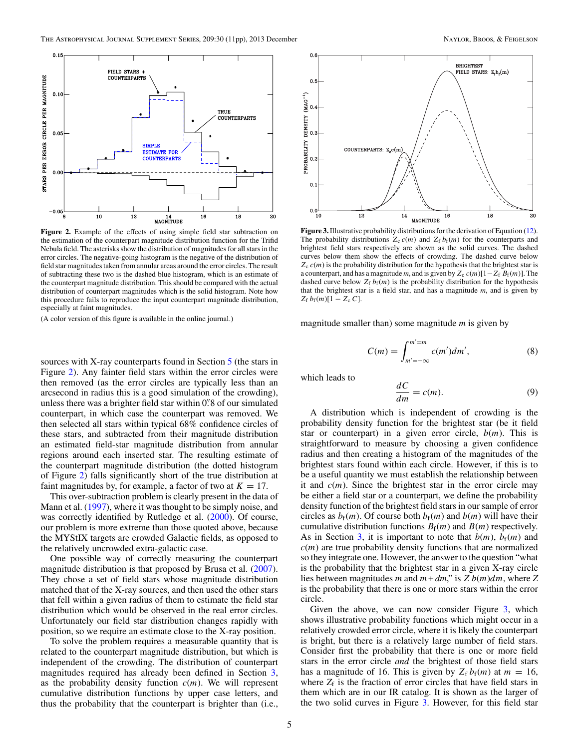**Figure 2.** Example of the effects of using simple field star subtraction on the estimation of the counterpart magnitude distribution function for the Trifid Nebula field. The asterisks show the distribution of magnitudes for all stars in the error circles. The negative-going histogram is the negative of the distribution of field star magnitudes taken from annular areas around the error circles. The result of subtracting these two is the dashed blue histogram, which is an estimate of the counterpart magnitude distribution. This should be compared with the actual distribution of counterpart magnitudes which is the solid histogram. Note how this procedure fails to reproduce the input counterpart magnitude distribution, especially at faint magnitudes.

(A color version of this figure is available in the online journal.)

sources with X-ray counterparts found in Section 5 (the stars in Figure 2). Any fainter field stars within the error circles were then removed (as the error circles are typically less than an arcsecond in radius this is a good simulation of the crowding), unless there was a brighter field star within 0.″8 of our simulated counterpart, in which case the counterpart was removed. We then selected all stars within typical 68% confidence circles of these stars, and subtracted from their magnitude distribution an estimated field-star magnitude distribution from annular regions around each inserted star. The resulting estimate of the counterpart magnitude distribution (the dotted histogram of Figure 2) falls significantly short of the true distribution at faint magnitudes by, for example, a factor of two at $K = 17$.

This over-subtraction problem is clearly present in the data of Mann et al. (1997), where it was thought to be simply noise, and was correctly identified by Rutledge et al. (2000). Of course, our problem is more extreme than those quoted above, because the MYStIX targets are crowded Galactic fields, as opposed to the relatively uncrowded extra-galactic case.

One possible way of correctly measuring the counterpart magnitude distribution is that proposed by Brusa et al. (2007). They chose a set of field stars whose magnitude distribution matched that of the X-ray sources, and then used the other stars that fell within a given radius of them to estimate the field star distribution which would be observed in the real error circles. Unfortunately our field star distribution changes rapidly with position, so we require an estimate close to the X-ray position.

To solve the problem requires a measurable quantity that is related to the counterpart magnitude distribution, but which is independent of the crowding. The distribution of counterpart magnitudes required has already been defined in Section 3, as the probability density function $c(m)$. We will represent cumulative distribution functions by upper case letters, and thus the probability that the counterpart is brighter than (i.e., magnitude smaller than) some magnitude $m$ is given by

$$C(m) = \int_{m'=-\infty}^{m'=m} c(m')dm', \tag{8}$$

which leads to

$$\frac{dC}{dm} = c(m). \tag{9}$$

A distribution which is independent of crowding is the probability density function for the brightest star (be it field star or counterpart) in a given error circle, $b(m)$. This is straightforward to measure by choosing a given confidence radius and then creating a histogram of the magnitudes of the brightest stars found within each circle. However, if this is to be a useful quantity we must establish the relationship between it and $c(m)$. Since the brightest star in the error circle may be either a field star or a counterpart, we define the probability density function of the brightest field stars in our sample of error circles as $b_f(m)$. Of course both $b_f(m)$ and $b(m)$ will have their cumulative distribution functions $B_f(m)$ and $B(m)$ respectively. As in Section 3, it is important to note that $b(m)$, $b_f(m)$ and $c(m)$ are true probability density functions that are normalized so they integrate one. However, the answer to the question "what is the probability that the brightest star in a given X-ray circle lies between magnitudes $m$ and $m+dm$," is $Z\,b(m)dm$, where $Z$ is the probability that there is one or more stars within the error circle.

**Figure 3.** Illustrative probability distributions for the derivation of Equation (12). The probability distributions $Z_c\,c(m)$ and $Z_f\,b_f(m)$ for the counterparts and brightest field stars respectively are shown as the solid curves. The dashed curves below them show the effects of crowding. The dashed curve below $Z_c\,c(m)$ is the probability distribution for the hypothesis that the brightest star is a counterpart, and has a magnitude $m$, and is given by $Z_c\,c(m)[1-Z_f\,B_f(m)]$. The dashed curve below $Z_f\,b_f(m)$ is the probability distribution for the hypothesis that the brightest star is a field star, and has a magnitude $m$, and is given by $Z_f\,b_f(m)[1-Z_c\,C]$.

Given the above, we can now consider Figure 3, which shows illustrative probability functions which might occur in a relatively crowded error circle, where it is likely the counterpart is bright, but there is a relatively large number of field stars. Consider first the probability that there is one or more field stars in the error circle *and* the brightest of those field stars has a magnitude of 16. This is given by $Z_f\,b_f(m)$ at $m = 16$, where $Z_f$ is the fraction of error circles that have field stars in them which are in our IR catalog. It is shown as the larger of the two solid curves in Figure 3. However, for this field star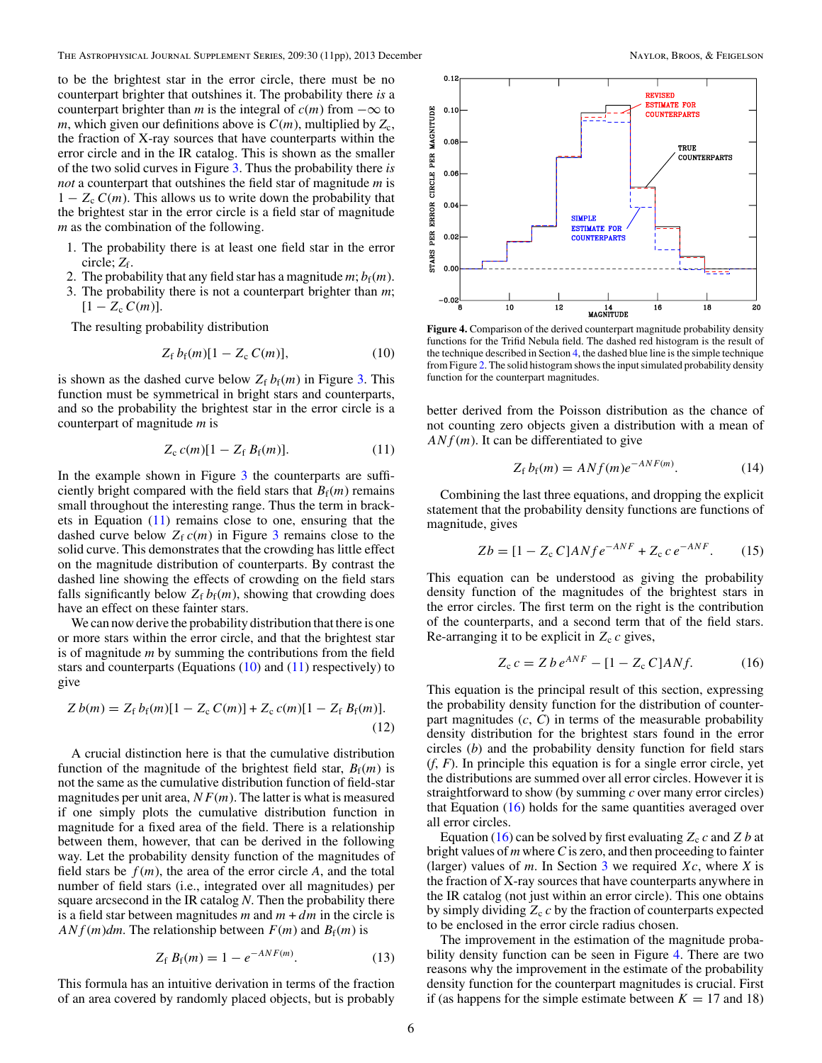to be the brightest star in the error circle, there must be no counterpart brighter that outshines it. The probability there *is* a counterpart brighter than $m$ is the integral of $c(m)$ from $-\infty$ to $m$, which given our definitions above is $C(m)$, multiplied by $Z_c$, the fraction of X-ray sources that have counterparts within the error circle and in the IR catalog. This is shown as the smaller of the two solid curves in Figure 3. Thus the probability there *is not* a counterpart that outshines the field star of magnitude $m$ is $1 - Z_c\, C(m)$. This allows us to write down the probability that the brightest star in the error circle is a field star of magnitude $m$ as the combination of the following.

1. The probability there is at least one field star in the error circle; $Z_f$.
2. The probability that any field star has a magnitude $m$; $b_f(m)$.
3. The probability there is not a counterpart brighter than $m$; $[1 - Z_c\, C(m)]$.

The resulting probability distribution

$$Z_f\, b_f(m)[1 - Z_c\, C(m)], \tag{10}$$

is shown as the dashed curve below $Z_f\, b_f(m)$ in Figure 3. This function must be symmetrical in bright stars and counterparts, and so the probability the brightest star in the error circle is a counterpart of magnitude $m$ is

$$Z_c\, c(m)[1 - Z_f\, B_f(m)]. \tag{11}$$

In the example shown in Figure 3 the counterparts are sufficiently bright compared with the field stars that $B_f(m)$ remains small throughout the interesting range. Thus the term in brackets in Equation (11) remains close to one, ensuring that the dashed curve below $Z_f\, c(m)$ in Figure 3 remains close to the solid curve. This demonstrates that the crowding has little effect on the magnitude distribution of counterparts. By contrast the dashed line showing the effects of crowding on the field stars falls significantly below $Z_f\, b_f(m)$, showing that crowding does have an effect on these fainter stars.

We can now derive the probability distribution that there is one or more stars within the error circle, and that the brightest star is of magnitude $m$ by summing the contributions from the field stars and counterparts (Equations (10) and (11) respectively) to give

$$Z\, b(m) = Z_f\, b_f(m)[1 - Z_c\, C(m)] + Z_c\, c(m)[1 - Z_f\, B_f(m)]. \tag{12}$$

A crucial distinction here is that the cumulative distribution function of the magnitude of the brightest field star, $B_f(m)$ is not the same as the cumulative distribution function of field-star magnitudes per unit area, $NF(m)$. The latter is what is measured if one simply plots the cumulative distribution function in magnitude for a fixed area of the field. There is a relationship between them, however, that can be derived in the following way. Let the probability density function of the magnitudes of field stars be $f(m)$, the area of the error circle $A$, and the total number of field stars (i.e., integrated over all magnitudes) per square arcsecond in the IR catalog $N$. Then the probability there is a field star between magnitudes $m$ and $m + dm$ in the circle is $ANf(m)dm$. The relationship between $F(m)$ and $B_f(m)$ is

$$Z_f\, B_f(m) = 1 - e^{-ANF(m)}. \tag{13}$$

This formula has an intuitive derivation in terms of the fraction of an area covered by randomly placed objects, but is probably better derived from the Poisson distribution as the chance of not counting zero objects given a distribution with a mean of $ANf(m)$. It can be differentiated to give

$$Z_f\, b_f(m) = ANf(m)e^{-ANF(m)}. \tag{14}$$

Combining the last three equations, and dropping the explicit statement that the probability density functions are functions of magnitude, gives

$$Zb = [1 - Z_c\, C]ANf\, e^{-ANF} + Z_c\, c\, e^{-ANF}. \tag{15}$$

This equation can be understood as giving the probability density function of the magnitudes of the brightest stars in the error circles. The first term on the right is the contribution of the counterparts, and a second term that of the field stars. Re-arranging it to be explicit in $Z_c\, c$ gives,

$$Z_c\, c = Z\, b\, e^{ANF} - [1 - Z_c\, C]ANf. \tag{16}$$

This equation is the principal result of this section, expressing the probability density function for the distribution of counterpart magnitudes ($c$, $C$) in terms of the measurable probability density distribution for the brightest stars found in the error circles ($b$) and the probability density function for field stars ($f$, $F$). In principle this equation is for a single error circle, yet the distributions are summed over all error circles. However it is straightforward to show (by summing $c$ over many error circles) that Equation (16) holds for the same quantities averaged over all error circles.

Equation (16) can be solved by first evaluating $Z_c\, c$ and $Z\, b$ at bright values of $m$ where $C$ is zero, and then proceeding to fainter (larger) values of $m$. In Section 3 we required $Xc$, where $X$ is the fraction of X-ray sources that have counterparts anywhere in the IR catalog (not just within an error circle). This one obtains by simply dividing $Z_c\, c$ by the fraction of counterparts expected to be enclosed in the error circle radius chosen.

**Figure 4.** Comparison of the derived counterpart magnitude probability density functions for the Trifid Nebula field. The dashed red histogram is the result of the technique described in Section 4, the dashed blue line is the simple technique from Figure 2. The solid histogram shows the input simulated probability density function for the counterpart magnitudes.

The improvement in the estimation of the magnitude probability density function can be seen in Figure 4. There are two reasons why the improvement in the estimate of the probability density function for the counterpart magnitudes is crucial. First if (as happens for the simple estimate between $K = 17$ and 18)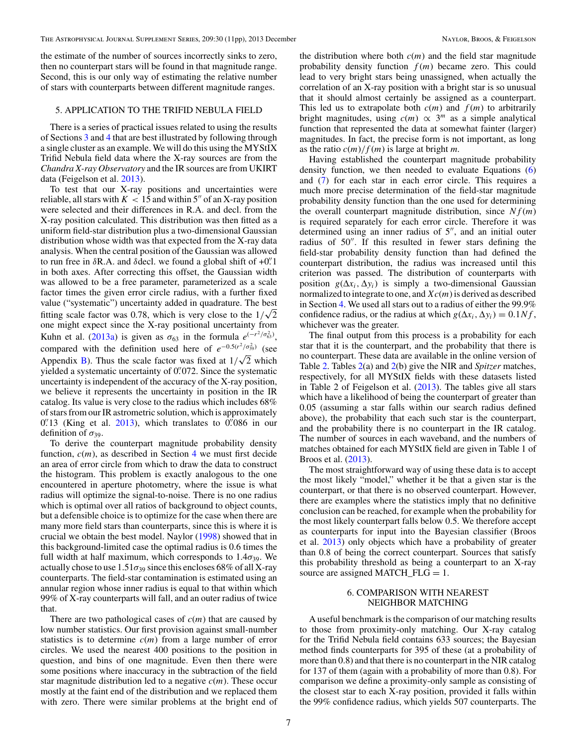the estimate of the number of sources incorrectly sinks to zero, then no counterpart stars will be found in that magnitude range. Second, this is our only way of estimating the relative number of stars with counterparts between different magnitude ranges.

## 5. APPLICATION TO THE TRIFID NEBULA FIELD

There is a series of practical issues related to using the results of Sections 3 and 4 that are best illustrated by following through a single cluster as an example. We will do this using the MYStIX Trifid Nebula field data where the X-ray sources are from the *Chandra X-ray Observatory* and the IR sources are from UKIRT data (Feigelson et al. 2013).

To test that our X-ray positions and uncertainties were reliable, all stars with $K < 15$ and within 5″ of an X-ray position were selected and their differences in R.A. and decl. from the X-ray position calculated. This distribution was then fitted as a uniform field-star distribution plus a two-dimensional Gaussian distribution whose width was that expected from the X-ray data analysis. When the central position of the Gaussian was allowed to run free in $\delta$R.A. and $\delta$decl. we found a global shift of +0.″1 in both axes. After correcting this offset, the Gaussian width was allowed to be a free parameter, parameterized as a scale factor times the given error circle radius, with a further fixed value ("systematic") uncertainty added in quadrature. The best fitting scale factor was 0.78, which is very close to the $1/\sqrt{2}$ one might expect since the X-ray positional uncertainty from Kuhn et al. (2013a) is given as $\sigma_{63}$ in the formula $e^{(-r^2/\sigma_{63}^2)}$, compared with the definition used here of $e^{-0.5(r^2/\sigma_{39}^2)}$ (see Appendix B). Thus the scale factor was fixed at $1/\sqrt{2}$ which yielded a systematic uncertainty of 0.″072. Since the systematic uncertainty is independent of the accuracy of the X-ray position, we believe it represents the uncertainty in position in the IR catalog. Its value is very close to the radius which includes 68% of stars from our IR astrometric solution, which is approximately 0.″13 (King et al. 2013), which translates to 0.″086 in our definition of $\sigma_{39}$.

To derive the counterpart magnitude probability density function, $c(m)$, as described in Section 4 we must first decide an area of error circle from which to draw the data to construct the histogram. This problem is exactly analogous to the one encountered in aperture photometry, where the issue is what radius will optimize the signal-to-noise. There is no one radius which is optimal over all ratios of background to object counts, but a defensible choice is to optimize for the case when there are many more field stars than counterparts, since this is where it is crucial we obtain the best model. Naylor (1998) showed that in this background-limited case the optimal radius is 0.6 times the full width at half maximum, which corresponds to $1.4\sigma_{39}$. We actually chose to use $1.51\sigma_{39}$ since this encloses 68% of all X-ray counterparts. The field-star contamination is estimated using an annular region whose inner radius is equal to that within which 99% of X-ray counterparts will fall, and an outer radius of twice that.

There are two pathological cases of $c(m)$ that are caused by low number statistics. Our first provision against small-number statistics is to determine $c(m)$ from a large number of error circles. We used the nearest 400 positions to the position in question, and bins of one magnitude. Even then there were some positions where inaccuracy in the subtraction of the field star magnitude distribution led to a negative $c(m)$. These occur mostly at the faint end of the distribution and we replaced them with zero. There were similar problems at the bright end of the distribution where both $c(m)$ and the field star magnitude probability density function $f(m)$ became zero. This could lead to very bright stars being unassigned, when actually the correlation of an X-ray position with a bright star is so unusual that it should almost certainly be assigned as a counterpart. This led us to extrapolate both $c(m)$ and $f(m)$ to arbitrarily bright magnitudes, using $c(m) \propto 3^m$ as a simple analytical function that represented the data at somewhat fainter (larger) magnitudes. In fact, the precise form is not important, as long as the ratio $c(m)/f(m)$ is large at bright $m$.

Having established the counterpart magnitude probability density function, we then needed to evaluate Equations (6) and (7) for each star in each error circle. This requires a much more precise determination of the field-star magnitude probability density function than the one used for determining the overall counterpart magnitude distribution, since $Nf(m)$ is required separately for each error circle. Therefore it was determined using an inner radius of 5″, and an initial outer radius of 50″. If this resulted in fewer stars defining the field-star probability density function than had defined the counterpart distribution, the radius was increased until this criterion was passed. The distribution of counterparts with position $g(\Delta x_i, \Delta y_i)$ is simply a two-dimensional Gaussian normalized to integrate to one, and $Xc(m)$ is derived as described in Section 4. We used all stars out to a radius of either the 99.9% confidence radius, or the radius at which $g(\Delta x_i, \Delta y_i) = 0.1Nf$, whichever was the greater.

The final output from this process is a probability for each star that it is the counterpart, and the probability that there is no counterpart. These data are available in the online version of Table 2. Tables 2(a) and 2(b) give the NIR and *Spitzer* matches, respectively, for all MYStIX fields with these datasets listed in Table 2 of Feigelson et al. (2013). The tables give all stars which have a likelihood of being the counterpart of greater than 0.05 (assuming a star falls within our search radius defined above), the probability that each such star is the counterpart, and the probability there is no counterpart in the IR catalog. The number of sources in each waveband, and the numbers of matches obtained for each MYStIX field are given in Table 1 of Broos et al. (2013).

The most straightforward way of using these data is to accept the most likely "model," whether it be that a given star is the counterpart, or that there is no observed counterpart. However, there are examples where the statistics imply that no definitive conclusion can be reached, for example when the probability for the most likely counterpart falls below 0.5. We therefore accept as counterparts for input into the Bayesian classifier (Broos et al. 2013) only objects which have a probability of greater than 0.8 of being the correct counterpart. Sources that satisfy this probability threshold as being a counterpart to an X-ray source are assigned MATCH_FLG = 1.

## 6. COMPARISON WITH NEAREST NEIGHBOR MATCHING

A useful benchmark is the comparison of our matching results to those from proximity-only matching. Our X-ray catalog for the Trifid Nebula field contains 633 sources; the Bayesian method finds counterparts for 395 of these (at a probability of more than 0.8) and that there is no counterpart in the NIR catalog for 137 of them (again with a probability of more than 0.8). For comparison we define a proximity-only sample as consisting of the closest star to each X-ray position, provided it falls within the 99% confidence radius, which yields 507 counterparts. The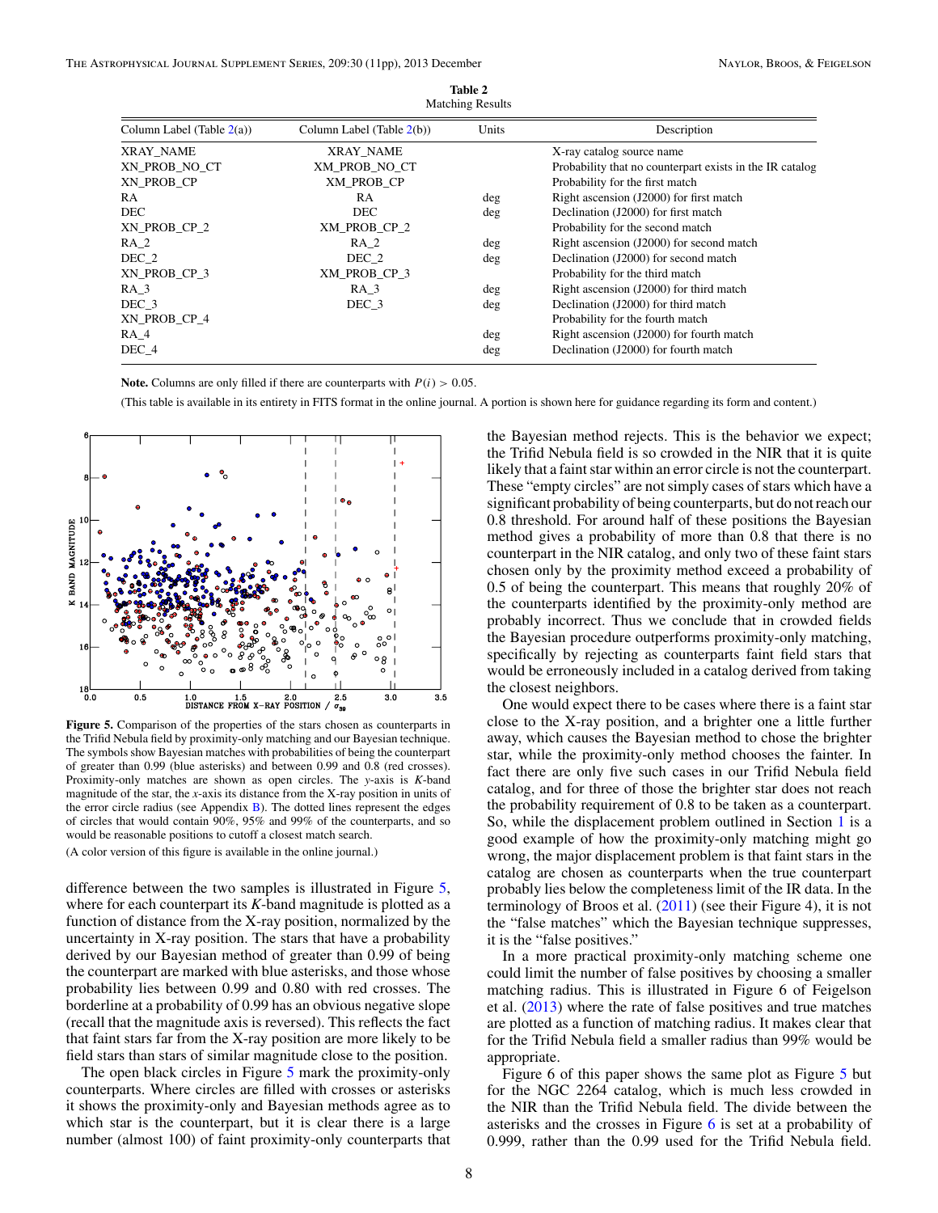**Table 2**
Matching Results

| Column Label (Table 2(a)) | Column Label (Table 2(b)) | Units | Description |
|---|---|---|---|
| XRAY_NAME | XRAY_NAME | | X-ray catalog source name |
| XN_PROB_NO_CT | XM_PROB_NO_CT | | Probability that no counterpart exists in the IR catalog |
| XN_PROB_CP | XM_PROB_CP | | Probability for the first match |
| RA | RA | deg | Right ascension (J2000) for first match |
| DEC | DEC | deg | Declination (J2000) for first match |
| XN_PROB_CP_2 | XM_PROB_CP_2 | | Probability for the second match |
| RA_2 | RA_2 | deg | Right ascension (J2000) for second match |
| DEC_2 | DEC_2 | deg | Declination (J2000) for second match |
| XN_PROB_CP_3 | XM_PROB_CP_3 | | Probability for the third match |
| RA_3 | RA_3 | deg | Right ascension (J2000) for third match |
| DEC_3 | DEC_3 | deg | Declination (J2000) for third match |
| XN_PROB_CP_4 | | | Probability for the fourth match |
| RA_4 | | deg | Right ascension (J2000) for fourth match |
| DEC_4 | | deg | Declination (J2000) for fourth match |

**Note.** Columns are only filled if there are counterparts with $P(i) > 0.05$.

(This table is available in its entirety in FITS format in the online journal. A portion is shown here for guidance regarding its form and content.)

**Figure 5.** Comparison of the properties of the stars chosen as counterparts in the Trifid Nebula field by proximity-only matching and our Bayesian technique. The symbols show Bayesian matches with probabilities of being the counterpart of greater than 0.99 (blue asterisks) and between 0.99 and 0.8 (red crosses). Proximity-only matches are shown as open circles. The $y$-axis is $K$-band magnitude of the star, the $x$-axis its distance from the X-ray position in units of the error circle radius (see Appendix B). The dotted lines represent the edges of circles that would contain 90%, 95% and 99% of the counterparts, and so would be reasonable positions to cutoff a closest match search.

(A color version of this figure is available in the online journal.)

difference between the two samples is illustrated in Figure 5, where for each counterpart its $K$-band magnitude is plotted as a function of distance from the X-ray position, normalized by the uncertainty in X-ray position. The stars that have a probability derived by our Bayesian method of greater than 0.99 of being the counterpart are marked with blue asterisks, and those whose probability lies between 0.99 and 0.80 with red crosses. The borderline at a probability of 0.99 has an obvious negative slope (recall that the magnitude axis is reversed). This reflects the fact that faint stars far from the X-ray position are more likely to be field stars than stars of similar magnitude close to the position.

The open black circles in Figure 5 mark the proximity-only counterparts. Where circles are filled with crosses or asterisks it shows the proximity-only and Bayesian methods agree as to which star is the counterpart, but it is clear there is a large number (almost 100) of faint proximity-only counterparts that the Bayesian method rejects. This is the behavior we expect; the Trifid Nebula field is so crowded in the NIR that it is quite likely that a faint star within an error circle is not the counterpart. These "empty circles" are not simply cases of stars which have a significant probability of being counterparts, but do not reach our 0.8 threshold. For around half of these positions the Bayesian method gives a probability of more than 0.8 that there is no counterpart in the NIR catalog, and only two of these faint stars chosen only by the proximity method exceed a probability of 0.5 of being the counterpart. This means that roughly 20% of the counterparts identified by the proximity-only method are probably incorrect. Thus we conclude that in crowded fields the Bayesian procedure outperforms proximity-only matching, specifically by rejecting as counterparts faint field stars that would be erroneously included in a catalog derived from taking the closest neighbors.

One would expect there to be cases where there is a faint star close to the X-ray position, and a brighter one a little further away, which causes the Bayesian method to chose the brighter star, while the proximity-only method chooses the fainter. In fact there are only five such cases in our Trifid Nebula field catalog, and for three of those the brighter star does not reach the probability requirement of 0.8 to be taken as a counterpart. So, while the displacement problem outlined in Section 1 is a good example of how the proximity-only matching might go wrong, the major displacement problem is that faint stars in the catalog are chosen as counterparts when the true counterpart probably lies below the completeness limit of the IR data. In the terminology of Broos et al. (2011) (see their Figure 4), it is not the "false matches" which the Bayesian technique suppresses, it is the "false positives."

In a more practical proximity-only matching scheme one could limit the number of false positives by choosing a smaller matching radius. This is illustrated in Figure 6 of Feigelson et al. (2013) where the rate of false positives and true matches are plotted as a function of matching radius. It makes clear that for the Trifid Nebula field a smaller radius than 99% would be appropriate.

Figure 6 of this paper shows the same plot as Figure 5 but for the NGC 2264 catalog, which is much less crowded in the NIR than the Trifid Nebula field. The divide between the asterisks and the crosses in Figure 6 is set at a probability of 0.999, rather than the 0.99 used for the Trifid Nebula field.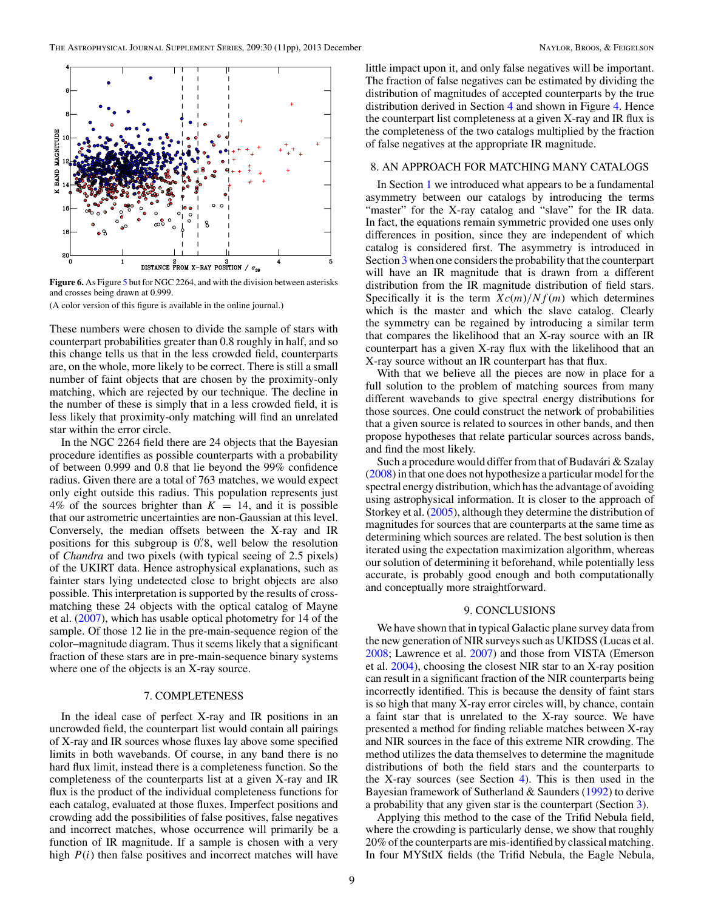**Figure 6.** As Figure 5 but for NGC 2264, and with the division between asterisks and crosses being drawn at 0.999.

(A color version of this figure is available in the online journal.)

These numbers were chosen to divide the sample of stars with counterpart probabilities greater than 0.8 roughly in half, and so this change tells us that in the less crowded field, counterparts are, on the whole, more likely to be correct. There is still a small number of faint objects that are chosen by the proximity-only matching, which are rejected by our technique. The decline in the number of these is simply that in a less crowded field, it is less likely that proximity-only matching will find an unrelated star within the error circle.

In the NGC 2264 field there are 24 objects that the Bayesian procedure identifies as possible counterparts with a probability of between 0.999 and 0.8 that lie beyond the 99% confidence radius. Given there are a total of 763 matches, we would expect only eight outside this radius. This population represents just 4% of the sources brighter than $K = 14$, and it is possible that our astrometric uncertainties are non-Gaussian at this level. Conversely, the median offsets between the X-ray and IR positions for this subgroup is $0\farcs8$, well below the resolution of *Chandra* and two pixels (with typical seeing of 2.5 pixels) of the UKIRT data. Hence astrophysical explanations, such as fainter stars lying undetected close to bright objects are also possible. This interpretation is supported by the results of cross-matching these 24 objects with the optical catalog of Mayne et al. (2007), which has usable optical photometry for 14 of the sample. Of those 12 lie in the pre-main-sequence region of the color–magnitude diagram. Thus it seems likely that a significant fraction of these stars are in pre-main-sequence binary systems where one of the objects is an X-ray source.

## 7. COMPLETENESS

In the ideal case of perfect X-ray and IR positions in an uncrowded field, the counterpart list would contain all pairings of X-ray and IR sources whose fluxes lay above some specified limits in both wavebands. Of course, in any band there is no hard flux limit, instead there is a completeness function. So the completeness of the counterparts list at a given X-ray and IR flux is the product of the individual completeness functions for each catalog, evaluated at those fluxes. Imperfect positions and crowding add the possibilities of false positives, false negatives and incorrect matches, whose occurrence will primarily be a function of IR magnitude. If a sample is chosen with a very high $P(i)$ then false positives and incorrect matches will have little impact upon it, and only false negatives will be important. The fraction of false negatives can be estimated by dividing the distribution of magnitudes of accepted counterparts by the true distribution derived in Section 4 and shown in Figure 4. Hence the counterpart list completeness at a given X-ray and IR flux is the completeness of the two catalogs multiplied by the fraction of false negatives at the appropriate IR magnitude.

## 8. AN APPROACH FOR MATCHING MANY CATALOGS

In Section 1 we introduced what appears to be a fundamental asymmetry between our catalogs by introducing the terms "master" for the X-ray catalog and "slave" for the IR data. In fact, the equations remain symmetric provided one uses only differences in position, since they are independent of which catalog is considered first. The asymmetry is introduced in Section 3 when one considers the probability that the counterpart will have an IR magnitude that is drawn from a different distribution from the IR magnitude distribution of field stars. Specifically it is the term $Xc(m)/Nf(m)$ which determines which is the master and which the slave catalog. Clearly the symmetry can be regained by introducing a similar term that compares the likelihood that an X-ray source with an IR counterpart has a given X-ray flux with the likelihood that an X-ray source without an IR counterpart has that flux.

With that we believe all the pieces are now in place for a full solution to the problem of matching sources from many different wavebands to give spectral energy distributions for those sources. One could construct the network of probabilities that a given source is related to sources in other bands, and then propose hypotheses that relate particular sources across bands, and find the most likely.

Such a procedure would differ from that of Budavári & Szalay (2008) in that one does not hypothesize a particular model for the spectral energy distribution, which has the advantage of avoiding using astrophysical information. It is closer to the approach of Storkey et al. (2005), although they determine the distribution of magnitudes for sources that are counterparts at the same time as determining which sources are related. The best solution is then iterated using the expectation maximization algorithm, whereas our solution of determining it beforehand, while potentially less accurate, is probably good enough and both computationally and conceptually more straightforward.

## 9. CONCLUSIONS

We have shown that in typical Galactic plane survey data from the new generation of NIR surveys such as UKIDSS (Lucas et al. 2008; Lawrence et al. 2007) and those from VISTA (Emerson et al. 2004), choosing the closest NIR star to an X-ray position can result in a significant fraction of the NIR counterparts being incorrectly identified. This is because the density of faint stars is so high that many X-ray error circles will, by chance, contain a faint star that is unrelated to the X-ray source. We have presented a method for finding reliable matches between X-ray and NIR sources in the face of this extreme NIR crowding. The method utilizes the data themselves to determine the magnitude distributions of both the field stars and the counterparts to the X-ray sources (see Section 4). This is then used in the Bayesian framework of Sutherland & Saunders (1992) to derive a probability that any given star is the counterpart (Section 3).

Applying this method to the case of the Trifid Nebula field, where the crowding is particularly dense, we show that roughly 20% of the counterparts are mis-identified by classical matching. In four MYStIX fields (the Trifid Nebula, the Eagle Nebula,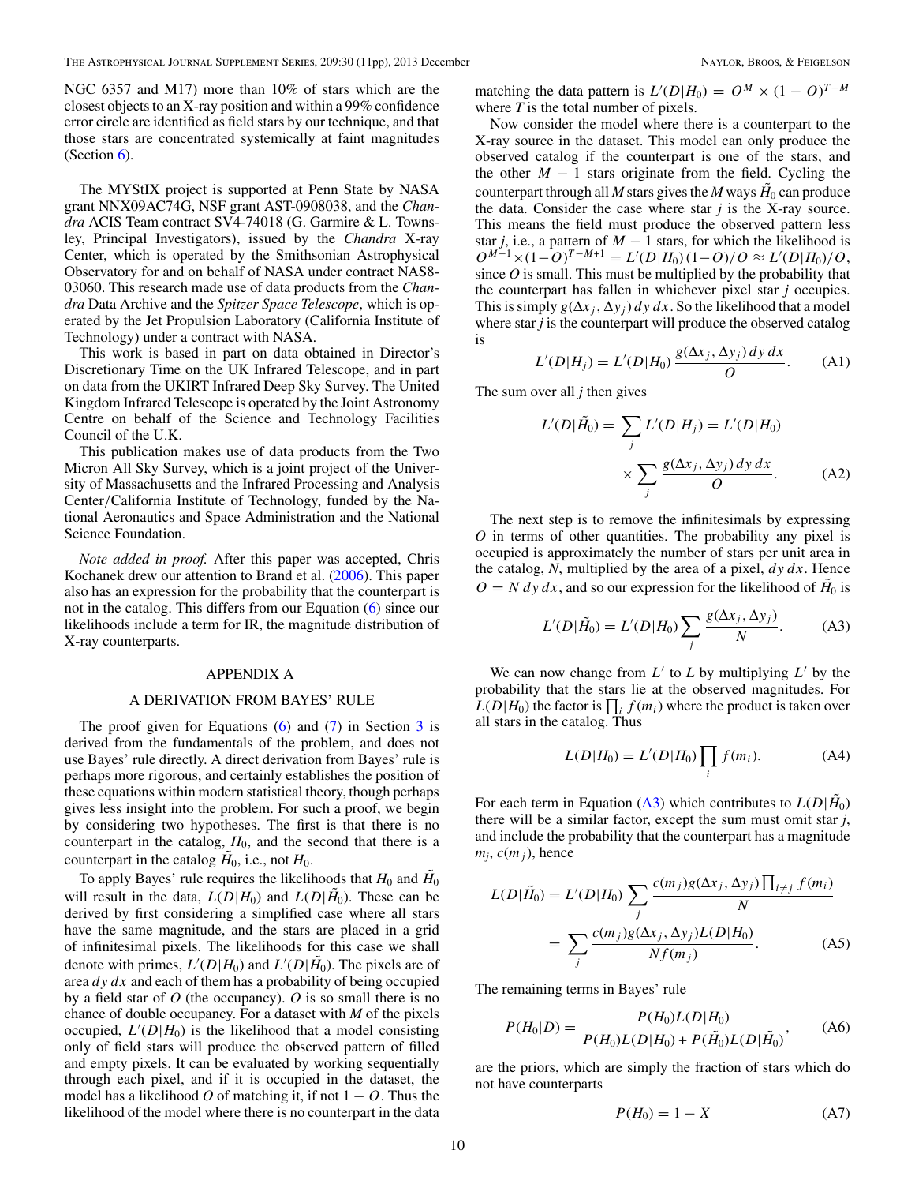NGC 6357 and M17) more than 10% of stars which are the closest objects to an X-ray position and within a 99% confidence error circle are identified as field stars by our technique, and that those stars are concentrated systemically at faint magnitudes (Section 6).

The MYStIX project is supported at Penn State by NASA grant NNX09AC74G, NSF grant AST-0908038, and the *Chandra* ACIS Team contract SV4-74018 (G. Garmire & L. Townsley, Principal Investigators), issued by the *Chandra* X-ray Center, which is operated by the Smithsonian Astrophysical Observatory for and on behalf of NASA under contract NAS8-03060. This research made use of data products from the *Chandra* Data Archive and the *Spitzer Space Telescope*, which is operated by the Jet Propulsion Laboratory (California Institute of Technology) under a contract with NASA.

This work is based in part on data obtained in Director's Discretionary Time on the UK Infrared Telescope, and in part on data from the UKIRT Infrared Deep Sky Survey. The United Kingdom Infrared Telescope is operated by the Joint Astronomy Centre on behalf of the Science and Technology Facilities Council of the U.K.

This publication makes use of data products from the Two Micron All Sky Survey, which is a joint project of the University of Massachusetts and the Infrared Processing and Analysis Center/California Institute of Technology, funded by the National Aeronautics and Space Administration and the National Science Foundation.

*Note added in proof.* After this paper was accepted, Chris Kochanek drew our attention to Brand et al. (2006). This paper also has an expression for the probability that the counterpart is not in the catalog. This differs from our Equation (6) since our likelihoods include a term for IR, the magnitude distribution of X-ray counterparts.

## APPENDIX A

## A DERIVATION FROM BAYES' RULE

The proof given for Equations (6) and (7) in Section 3 is derived from the fundamentals of the problem, and does not use Bayes' rule directly. A direct derivation from Bayes' rule is perhaps more rigorous, and certainly establishes the position of these equations within modern statistical theory, though perhaps gives less insight into the problem. For such a proof, we begin by considering two hypotheses. The first is that there is no counterpart in the catalog, $H_0$, and the second that there is a counterpart in the catalog $\tilde{H}_0$, i.e., not $H_0$.

To apply Bayes' rule requires the likelihoods that $H_0$ and $\tilde{H}_0$ will result in the data, $L(D|H_0)$ and $L(D|\tilde{H}_0)$. These can be derived by first considering a simplified case where all stars have the same magnitude, and the stars are placed in a grid of infinitesimal pixels. The likelihoods for this case we shall denote with primes, $L'(D|H_0)$ and $L'(D|\tilde{H}_0)$. The pixels are of area $dy\,dx$ and each of them has a probability of being occupied by a field star of $O$ (the occupancy). $O$ is so small there is no chance of double occupancy. For a dataset with $M$ of the pixels occupied, $L'(D|H_0)$ is the likelihood that a model consisting only of field stars will produce the observed pattern of filled and empty pixels. It can be evaluated by working sequentially through each pixel, and if it is occupied in the dataset, the model has a likelihood $O$ of matching it, if not $1 - O$. Thus the likelihood of the model where there is no counterpart in the data matching the data pattern is $L'(D|H_0) = O^M \times (1 - O)^{T-M}$ where $T$ is the total number of pixels.

Now consider the model where there is a counterpart to the X-ray source in the dataset. This model can only produce the observed catalog if the counterpart is one of the stars, and the other $M - 1$ stars originate from the field. Cycling the counterpart through all $M$ stars gives the $M$ ways $\tilde{H}_0$ can produce the data. Consider the case where star $j$ is the X-ray source. This means the field must produce the observed pattern less star $j$, i.e., a pattern of $M - 1$ stars, for which the likelihood is $O^{M-1} \times (1-O)^{T-M+1} = L'(D|H_0)\,(1-O)/O \approx L'(D|H_0)/O$, since $O$ is small. This must be multiplied by the probability that the counterpart has fallen in whichever pixel star $j$ occupies. This is simply $g(\Delta x_j, \Delta y_j)\,dy\,dx$. So the likelihood that a model where star $j$ is the counterpart will produce the observed catalog is

$$L'(D|H_j) = L'(D|H_0)\,\frac{g(\Delta x_j, \Delta y_j)\,dy\,dx}{O}. \quad \text{(A1)}$$

The sum over all $j$ then gives

$$L'(D|\tilde{H}_0) = \sum_j L'(D|H_j) = L'(D|H_0) \times \sum_j \frac{g(\Delta x_j, \Delta y_j)\,dy\,dx}{O}. \quad \text{(A2)}$$

The next step is to remove the infinitesimals by expressing $O$ in terms of other quantities. The probability any pixel is occupied is approximately the number of stars per unit area in the catalog, $N$, multiplied by the area of a pixel, $dy\,dx$. Hence $O = N\,dy\,dx$, and so our expression for the likelihood of $\tilde{H}_0$ is

$$L'(D|\tilde{H}_0) = L'(D|H_0) \sum_j \frac{g(\Delta x_j, \Delta y_j)}{N}. \quad \text{(A3)}$$

We can now change from $L'$ to $L$ by multiplying $L'$ by the probability that the stars lie at the observed magnitudes. For $L(D|H_0)$ the factor is $\prod_i f(m_i)$ where the product is taken over all stars in the catalog. Thus

$$L(D|H_0) = L'(D|H_0) \prod_i f(m_i). \quad \text{(A4)}$$

For each term in Equation (A3) which contributes to $L(D|\tilde{H}_0)$ there will be a similar factor, except the sum must omit star $j$, and include the probability that the counterpart has a magnitude $m_j$, $c(m_j)$, hence

$$L(D|\tilde{H}_0) = L'(D|H_0) \sum_j \frac{c(m_j) g(\Delta x_j, \Delta y_j) \prod_{i \neq j} f(m_i)}{N} = \sum_j \frac{c(m_j) g(\Delta x_j, \Delta y_j) L(D|H_0)}{N f(m_j)}. \quad \text{(A5)}$$

The remaining terms in Bayes' rule

$$P(H_0|D) = \frac{P(H_0) L(D|H_0)}{P(H_0) L(D|H_0) + P(\tilde{H}_0) L(D|\tilde{H}_0)}, \quad \text{(A6)}$$

are the priors, which are simply the fraction of stars which do not have counterparts

$$P(H_0) = 1 - X \quad \text{(A7)}$$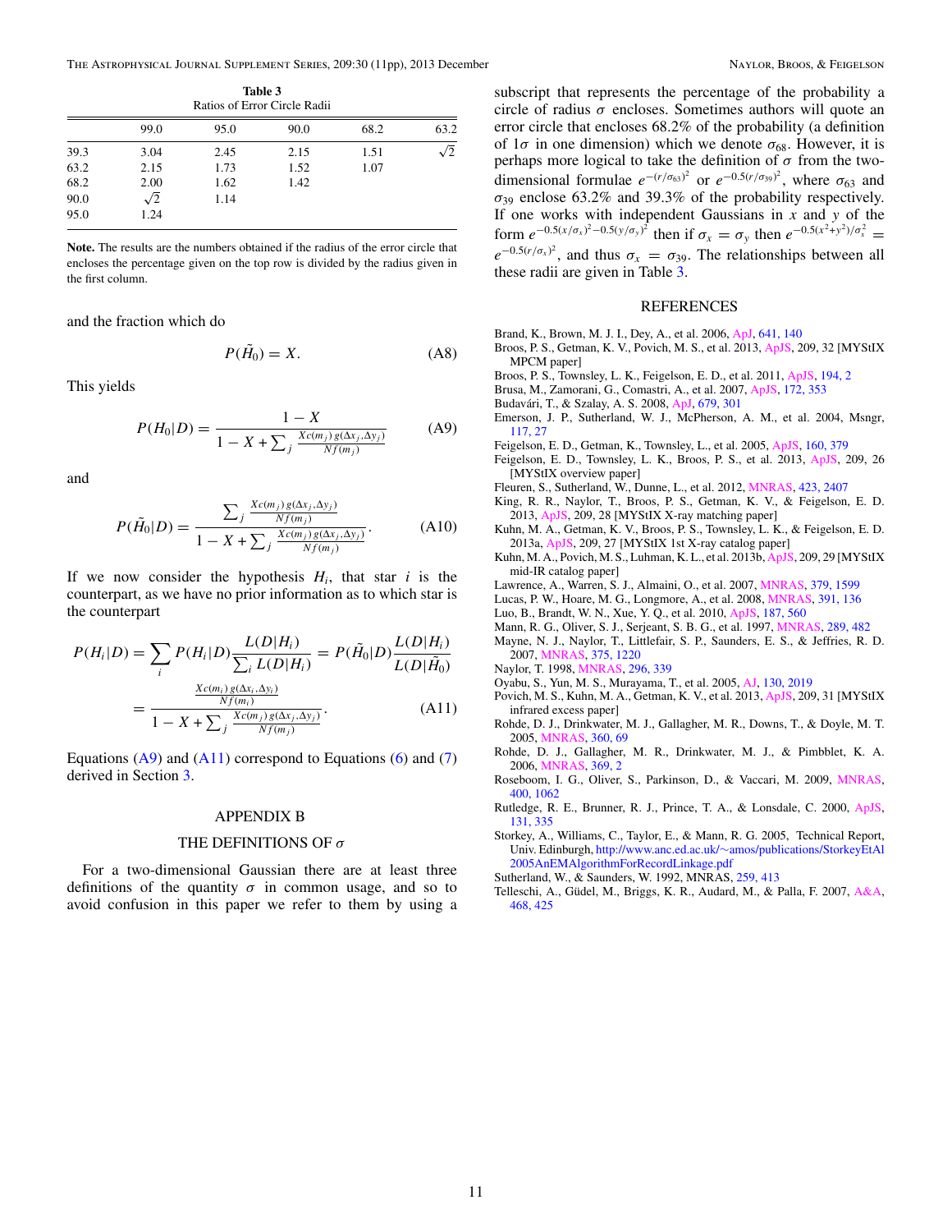**Table 3**
Ratios of Error Circle Radii

| | 99.0 | 95.0 | 90.0 | 68.2 | 63.2 |
|---|---|---|---|---|---|
| 39.3 | 3.04 | 2.45 | 2.15 | 1.51 | $\sqrt{2}$ |
| 63.2 | 2.15 | 1.73 | 1.52 | 1.07 | |
| 68.2 | 2.00 | 1.62 | 1.42 | | |
| 90.0 | $\sqrt{2}$ | 1.14 | | | |
| 95.0 | 1.24 | | | | |

**Note.** The results are the numbers obtained if the radius of the error circle that encloses the percentage given on the top row is divided by the radius given in the first column.

and the fraction which do

$$P(\tilde{H}_0) = X. \tag{A8}$$

This yields

$$P(H_0|D) = \frac{1 - X}{1 - X + \sum_j \frac{Xc(m_j)\, g(\Delta x_j, \Delta y_j)}{Nf(m_j)}} \tag{A9}$$

and

$$P(\tilde{H}_0|D) = \frac{\sum_j \frac{Xc(m_j)\, g(\Delta x_j, \Delta y_j)}{Nf(m_j)}}{1 - X + \sum_j \frac{Xc(m_j)\, g(\Delta x_j, \Delta y_j)}{Nf(m_j)}}. \tag{A10}$$

If we now consider the hypothesis $H_i$, that star $i$ is the counterpart, as we have no prior information as to which star is the counterpart

$$P(H_i|D) = \sum_i P(H_i|D) \frac{L(D|H_i)}{\sum_i L(D|H_i)} = P(\tilde{H}_0|D) \frac{L(D|H_i)}{L(D|\tilde{H}_0)}$$

$$= \frac{\frac{Xc(m_i)\, g(\Delta x_i, \Delta y_i)}{Nf(m_i)}}{1 - X + \sum_j \frac{Xc(m_j)\, g(\Delta x_j, \Delta y_j)}{Nf(m_j)}}. \tag{A11}$$

Equations (A9) and (A11) correspond to Equations (6) and (7) derived in Section 3.

## APPENDIX B

## THE DEFINITIONS OF $\sigma$

For a two-dimensional Gaussian there are at least three definitions of the quantity $\sigma$ in common usage, and so to avoid confusion in this paper we refer to them by using a subscript that represents the percentage of the probability a circle of radius $\sigma$ encloses. Sometimes authors will quote an error circle that encloses 68.2% of the probability (a definition of $1\sigma$ in one dimension) which we denote $\sigma_{68}$. However, it is perhaps more logical to take the definition of $\sigma$ from the two-dimensional formulae $e^{-(r/\sigma_{63})^2}$ or $e^{-0.5(r/\sigma_{39})^2}$, where $\sigma_{63}$ and $\sigma_{39}$ enclose 63.2% and 39.3% of the probability respectively. If one works with independent Gaussians in $x$ and $y$ of the form $e^{-0.5(x/\sigma_x)^2 - 0.5(y/\sigma_y)^2}$ then if $\sigma_x = \sigma_y$ then $e^{-0.5(x^2+y^2)/\sigma_x^2} = e^{-0.5(r/\sigma_x)^2}$, and thus $\sigma_x = \sigma_{39}$. The relationships between all these radii are given in Table 3.

## REFERENCES

Brand, K., Brown, M. J. I., Dey, A., et al. 2006, ApJ, 641, 140

Broos, P. S., Getman, K. V., Povich, M. S., et al. 2013, ApJS, 209, 32 [MYStIX MPCM paper]

Broos, P. S., Townsley, L. K., Feigelson, E. D., et al. 2011, ApJS, 194, 2

Brusa, M., Zamorani, G., Comastri, A., et al. 2007, ApJS, 172, 353

Budavári, T., & Szalay, A. S. 2008, ApJ, 679, 301

Emerson, J. P., Sutherland, W. J., McPherson, A. M., et al. 2004, Msngr, 117, 27

Feigelson, E. D., Getman, K., Townsley, L., et al. 2005, ApJS, 160, 379

Feigelson, E. D., Townsley, L. K., Broos, P. S., et al. 2013, ApJS, 209, 26 [MYStIX overview paper]

Fleuren, S., Sutherland, W., Dunne, L., et al. 2012, MNRAS, 423, 2407

King, R. R., Naylor, T., Broos, P. S., Getman, K. V., & Feigelson, E. D. 2013, ApJS, 209, 28 [MYStIX X-ray matching paper]

Kuhn, M. A., Getman, K. V., Broos, P. S., Townsley, L. K., & Feigelson, E. D. 2013a, ApJS, 209, 27 [MYStIX 1st X-ray catalog paper]

Kuhn, M. A., Povich, M. S., Luhman, K. L., et al. 2013b, ApJS, 209, 29 [MYStIX mid-IR catalog paper]

Lawrence, A., Warren, S. J., Almaini, O., et al. 2007, MNRAS, 379, 1599

Lucas, P. W., Hoare, M. G., Longmore, A., et al. 2008, MNRAS, 391, 136

Luo, B., Brandt, W. N., Xue, Y. Q., et al. 2010, ApJS, 187, 560

Mann, R. G., Oliver, S. J., Serjeant, S. B. G., et al. 1997, MNRAS, 289, 482

Mayne, N. J., Naylor, T., Littlefair, S. P., Saunders, E. S., & Jeffries, R. D. 2007, MNRAS, 375, 1220

Naylor, T. 1998, MNRAS, 296, 339

Oyabu, S., Yun, M. S., Murayama, T., et al. 2005, AJ, 130, 2019

Povich, M. S., Kuhn, M. A., Getman, K. V., et al. 2013, ApJS, 209, 31 [MYStIX infrared excess paper]

Rohde, D. J., Drinkwater, M. J., Gallagher, M. R., Downs, T., & Doyle, M. T. 2005, MNRAS, 360, 69

Rohde, D. J., Gallagher, M. R., Drinkwater, M. J., & Pimbblet, K. A. 2006, MNRAS, 369, 2

Roseboom, I. G., Oliver, S., Parkinson, D., & Vaccari, M. 2009, MNRAS, 400, 1062

Rutledge, R. E., Brunner, R. J., Prince, T. A., & Lonsdale, C. 2000, ApJS, 131, 335

Storkey, A., Williams, C., Taylor, E., & Mann, R. G. 2005, Technical Report, Univ. Edinburgh, http://www.anc.ed.ac.uk/~amos/publications/StorkeyEtAl2005AnEMAlgorithmForRecordLinkage.pdf

Sutherland, W., & Saunders, W. 1992, MNRAS, 259, 413

Telleschi, A., Güdel, M., Briggs, K. R., Audard, M., & Palla, F. 2007, A&A, 468, 425